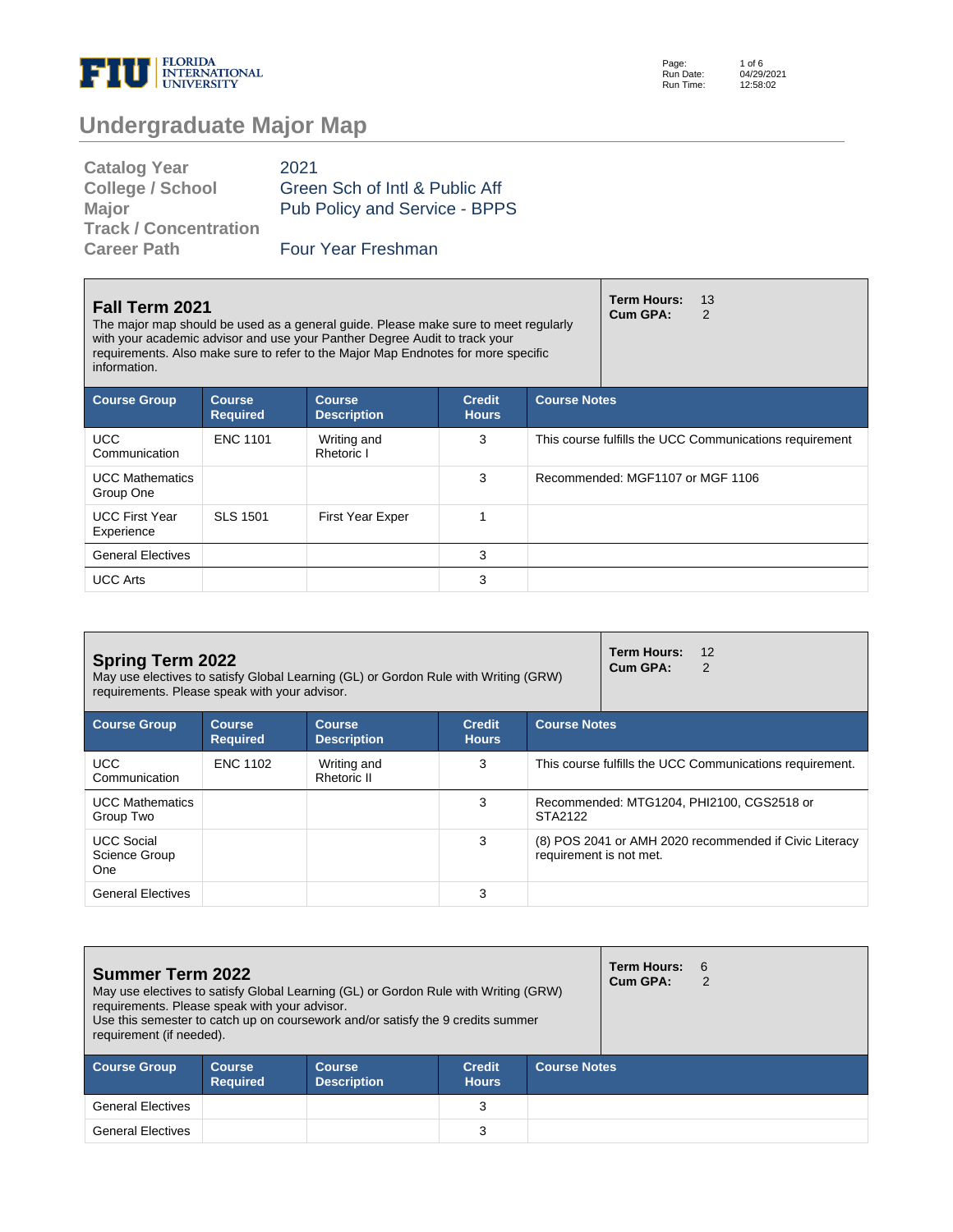# Undergraduate Major Map

| | |
|---|---|
| **Catalog Year** | 2021 |
| **College / School** | Green Sch of Intl & Public Aff |
| **Major** | Pub Policy and Service - BPPS |
| **Track / Concentration** | |
| **Career Path** | Four Year Freshman |

## Fall Term 2021

The major map should be used as a general guide. Please make sure to meet regularly with your academic advisor and use your Panther Degree Audit to track your requirements. Also make sure to refer to the Major Map Endnotes for more specific information.

**Term Hours:** 13
**Cum GPA:** 2

| Course Group | Course Required | Course Description | Credit Hours | Course Notes |
|---|---|---|---|---|
| UCC Communication | ENC 1101 | Writing and Rhetoric I | 3 | This course fulfills the UCC Communications requirement |
| UCC Mathematics Group One | | | 3 | Recommended: MGF1107 or MGF 1106 |
| UCC First Year Experience | SLS 1501 | First Year Exper | 1 | |
| General Electives | | | 3 | |
| UCC Arts | | | 3 | |

## Spring Term 2022

May use electives to satisfy Global Learning (GL) or Gordon Rule with Writing (GRW) requirements. Please speak with your advisor.

**Term Hours:** 12
**Cum GPA:** 2

| Course Group | Course Required | Course Description | Credit Hours | Course Notes |
|---|---|---|---|---|
| UCC Communication | ENC 1102 | Writing and Rhetoric II | 3 | This course fulfills the UCC Communications requirement. |
| UCC Mathematics Group Two | | | 3 | Recommended: MTG1204, PHI2100, CGS2518 or STA2122 |
| UCC Social Science Group One | | | 3 | (8) POS 2041 or AMH 2020 recommended if Civic Literacy requirement is not met. |
| General Electives | | | 3 | |

## Summer Term 2022

May use electives to satisfy Global Learning (GL) or Gordon Rule with Writing (GRW) requirements. Please speak with your advisor.
Use this semester to catch up on coursework and/or satisfy the 9 credits summer requirement (if needed).

**Term Hours:** 6
**Cum GPA:** 2

| Course Group | Course Required | Course Description | Credit Hours | Course Notes |
|---|---|---|---|---|
| General Electives | | | 3 | |
| General Electives | | | 3 | |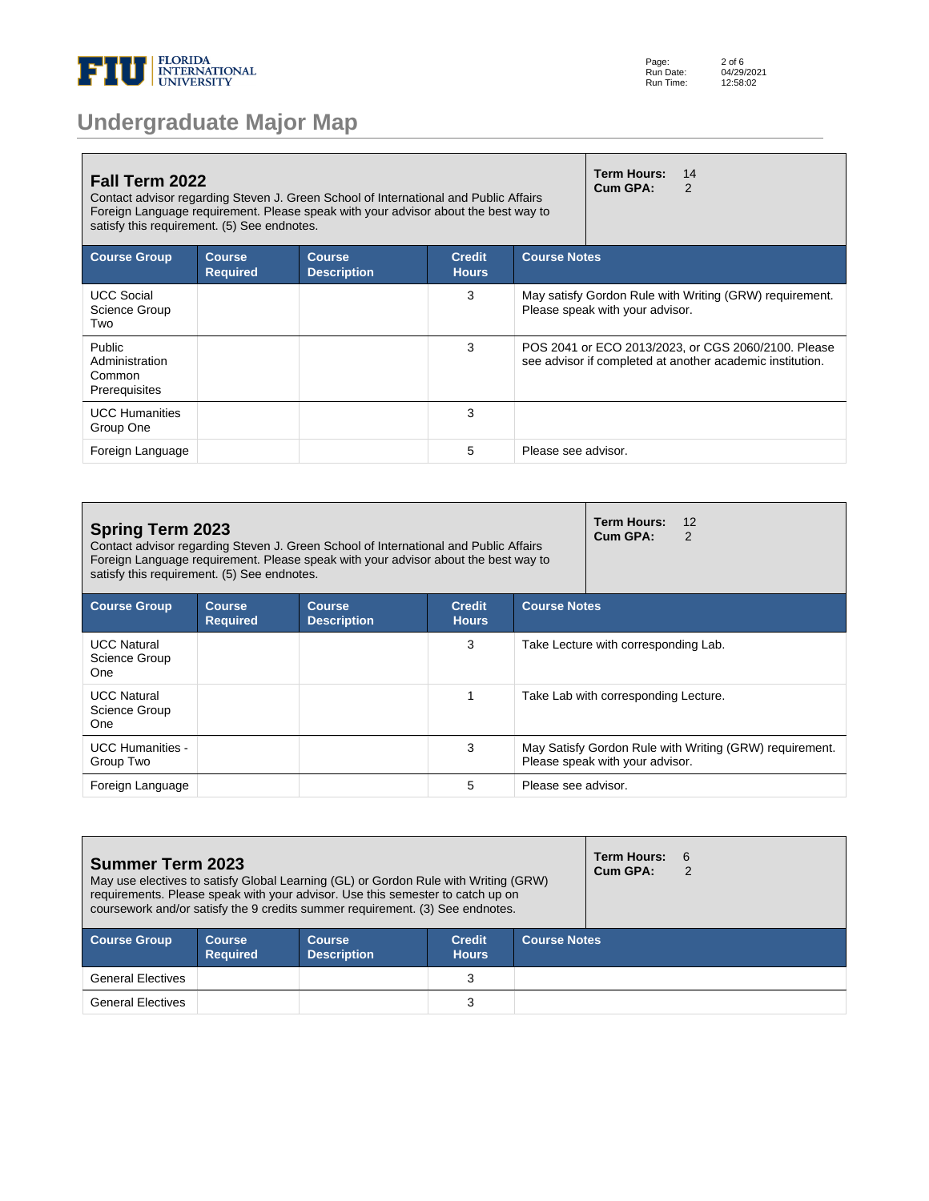## Undergraduate Major Map

### Fall Term 2022

Contact advisor regarding Steven J. Green School of International and Public Affairs Foreign Language requirement. Please speak with your advisor about the best way to satisfy this requirement. (5) See endnotes.

**Term Hours:** 14
**Cum GPA:** 2

| Course Group | Course Required | Course Description | Credit Hours | Course Notes |
|---|---|---|---|---|
| UCC Social Science Group Two | | | 3 | May satisfy Gordon Rule with Writing (GRW) requirement. Please speak with your advisor. |
| Public Administration Common Prerequisites | | | 3 | POS 2041 or ECO 2013/2023, or CGS 2060/2100. Please see advisor if completed at another academic institution. |
| UCC Humanities Group One | | | 3 | |
| Foreign Language | | | 5 | Please see advisor. |

### Spring Term 2023

Contact advisor regarding Steven J. Green School of International and Public Affairs Foreign Language requirement. Please speak with your advisor about the best way to satisfy this requirement. (5) See endnotes.

**Term Hours:** 12
**Cum GPA:** 2

| Course Group | Course Required | Course Description | Credit Hours | Course Notes |
|---|---|---|---|---|
| UCC Natural Science Group One | | | 3 | Take Lecture with corresponding Lab. |
| UCC Natural Science Group One | | | 1 | Take Lab with corresponding Lecture. |
| UCC Humanities - Group Two | | | 3 | May Satisfy Gordon Rule with Writing (GRW) requirement. Please speak with your advisor. |
| Foreign Language | | | 5 | Please see advisor. |

### Summer Term 2023

May use electives to satisfy Global Learning (GL) or Gordon Rule with Writing (GRW) requirements. Please speak with your advisor. Use this semester to catch up on coursework and/or satisfy the 9 credits summer requirement. (3) See endnotes.

**Term Hours:** 6
**Cum GPA:** 2

| Course Group | Course Required | Course Description | Credit Hours | Course Notes |
|---|---|---|---|---|
| General Electives | | | 3 | |
| General Electives | | | 3 | |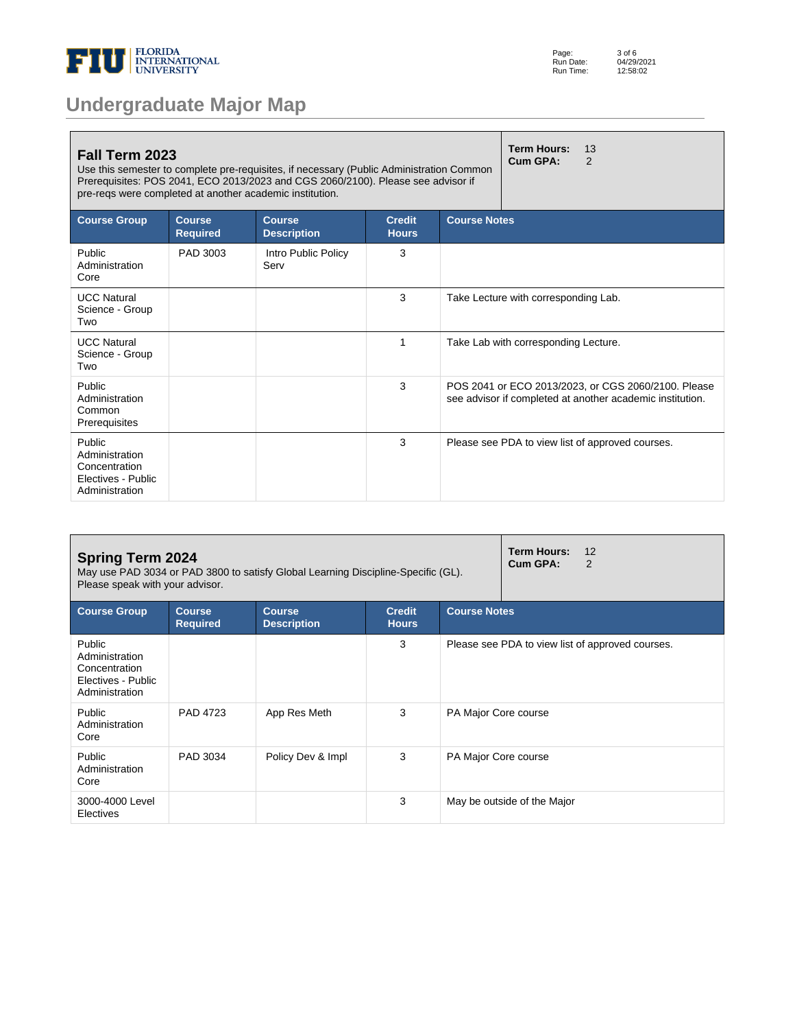# Undergraduate Major Map

## Fall Term 2023

Use this semester to complete pre-requisites, if necessary (Public Administration Common Prerequisites: POS 2041, ECO 2013/2023 and CGS 2060/2100). Please see advisor if pre-reqs were completed at another academic institution.

**Term Hours:** 13
**Cum GPA:** 2

| Course Group | Course Required | Course Description | Credit Hours | Course Notes |
|---|---|---|---|---|
| Public Administration Core | PAD 3003 | Intro Public Policy Serv | 3 | |
| UCC Natural Science - Group Two | | | 3 | Take Lecture with corresponding Lab. |
| UCC Natural Science - Group Two | | | 1 | Take Lab with corresponding Lecture. |
| Public Administration Common Prerequisites | | | 3 | POS 2041 or ECO 2013/2023, or CGS 2060/2100. Please see advisor if completed at another academic institution. |
| Public Administration Concentration Electives - Public Administration | | | 3 | Please see PDA to view list of approved courses. |

## Spring Term 2024

May use PAD 3034 or PAD 3800 to satisfy Global Learning Discipline-Specific (GL). Please speak with your advisor.

**Term Hours:** 12
**Cum GPA:** 2

| Course Group | Course Required | Course Description | Credit Hours | Course Notes |
|---|---|---|---|---|
| Public Administration Concentration Electives - Public Administration | | | 3 | Please see PDA to view list of approved courses. |
| Public Administration Core | PAD 4723 | App Res Meth | 3 | PA Major Core course |
| Public Administration Core | PAD 3034 | Policy Dev & Impl | 3 | PA Major Core course |
| 3000-4000 Level Electives | | | 3 | May be outside of the Major |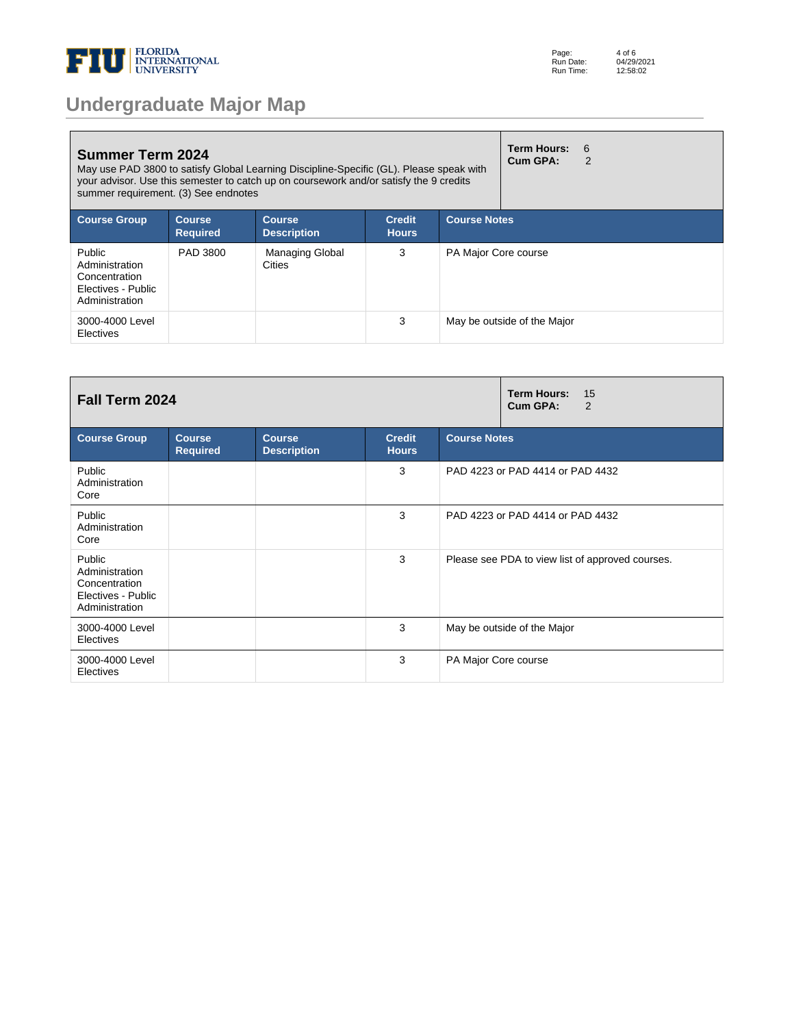# Undergraduate Major Map

## Summer Term 2024

May use PAD 3800 to satisfy Global Learning Discipline-Specific (GL). Please speak with your advisor. Use this semester to catch up on coursework and/or satisfy the 9 credits summer requirement. (3) See endnotes

**Term Hours:** 6
**Cum GPA:** 2

| Course Group | Course Required | Course Description | Credit Hours | Course Notes |
|---|---|---|---|---|
| Public Administration Concentration Electives - Public Administration | PAD 3800 | Managing Global Cities | 3 | PA Major Core course |
| 3000-4000 Level Electives | | | 3 | May be outside of the Major |

## Fall Term 2024

**Term Hours:** 15
**Cum GPA:** 2

| Course Group | Course Required | Course Description | Credit Hours | Course Notes |
|---|---|---|---|---|
| Public Administration Core | | | 3 | PAD 4223 or PAD 4414 or PAD 4432 |
| Public Administration Core | | | 3 | PAD 4223 or PAD 4414 or PAD 4432 |
| Public Administration Concentration Electives - Public Administration | | | 3 | Please see PDA to view list of approved courses. |
| 3000-4000 Level Electives | | | 3 | May be outside of the Major |
| 3000-4000 Level Electives | | | 3 | PA Major Core course |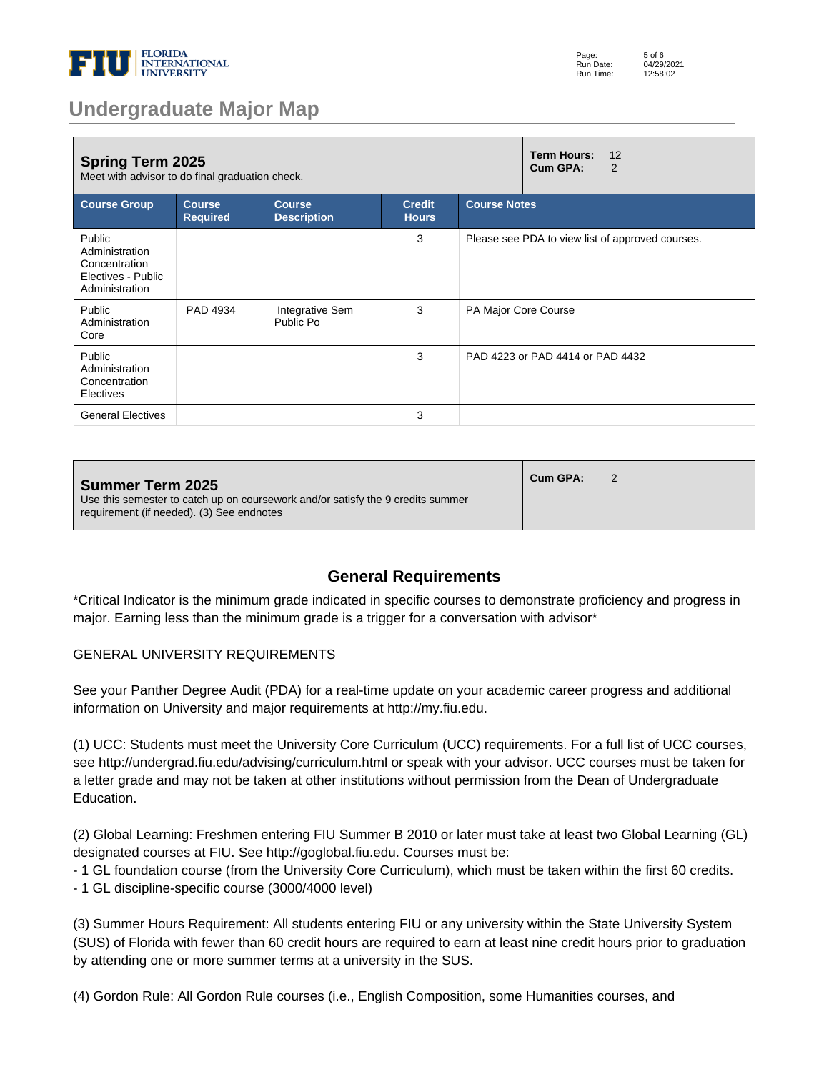## Undergraduate Major Map

### Spring Term 2025

Meet with advisor to do final graduation check.

**Term Hours:** 12
**Cum GPA:** 2

| Course Group | Course Required | Course Description | Credit Hours | Course Notes |
|---|---|---|---|---|
| Public Administration Concentration Electives - Public Administration | | | 3 | Please see PDA to view list of approved courses. |
| Public Administration Core | PAD 4934 | Integrative Sem Public Po | 3 | PA Major Core Course |
| Public Administration Concentration Electives | | | 3 | PAD 4223 or PAD 4414 or PAD 4432 |
| General Electives | | | 3 | |

### Summer Term 2025

Use this semester to catch up on coursework and/or satisfy the 9 credits summer requirement (if needed). (3) See endnotes

**Cum GPA:** 2

## General Requirements

*Critical Indicator is the minimum grade indicated in specific courses to demonstrate proficiency and progress in major. Earning less than the minimum grade is a trigger for a conversation with advisor*

GENERAL UNIVERSITY REQUIREMENTS

See your Panther Degree Audit (PDA) for a real-time update on your academic career progress and additional information on University and major requirements at http://my.fiu.edu.

(1) UCC: Students must meet the University Core Curriculum (UCC) requirements. For a full list of UCC courses, see http://undergrad.fiu.edu/advising/curriculum.html or speak with your advisor. UCC courses must be taken for a letter grade and may not be taken at other institutions without permission from the Dean of Undergraduate Education.

(2) Global Learning: Freshmen entering FIU Summer B 2010 or later must take at least two Global Learning (GL) designated courses at FIU. See http://goglobal.fiu.edu. Courses must be:
- 1 GL foundation course (from the University Core Curriculum), which must be taken within the first 60 credits.
- 1 GL discipline-specific course (3000/4000 level)

(3) Summer Hours Requirement: All students entering FIU or any university within the State University System (SUS) of Florida with fewer than 60 credit hours are required to earn at least nine credit hours prior to graduation by attending one or more summer terms at a university in the SUS.

(4) Gordon Rule: All Gordon Rule courses (i.e., English Composition, some Humanities courses, and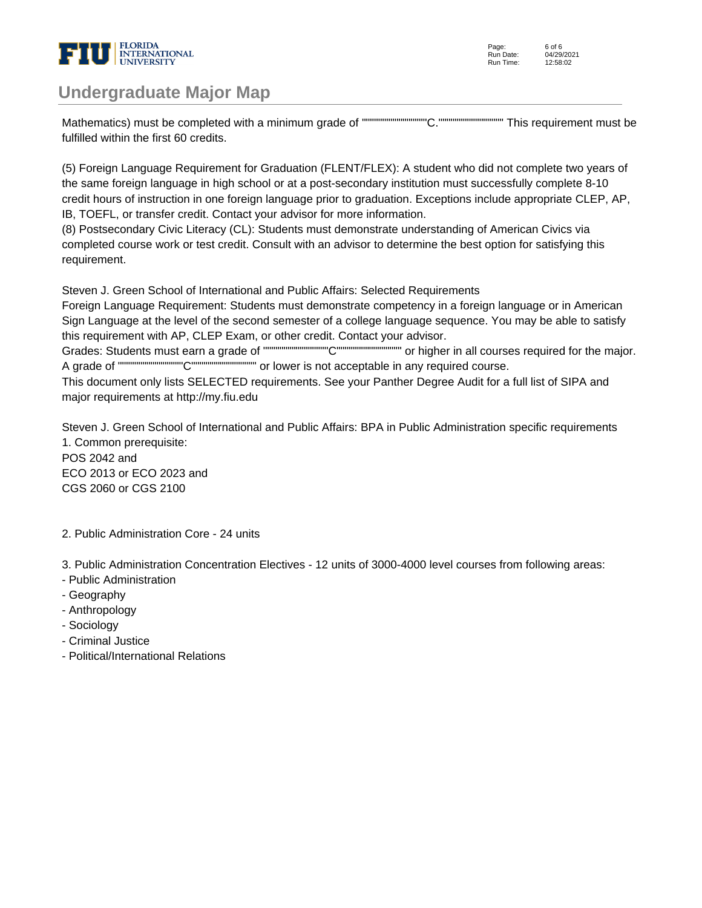# Undergraduate Major Map

Mathematics) must be completed with a minimum grade of """"""""""""""""""""""C."""""""""""""""""""""" This requirement must be fulfilled within the first 60 credits.

(5) Foreign Language Requirement for Graduation (FLENT/FLEX): A student who did not complete two years of the same foreign language in high school or at a post-secondary institution must successfully complete 8-10 credit hours of instruction in one foreign language prior to graduation. Exceptions include appropriate CLEP, AP, IB, TOEFL, or transfer credit. Contact your advisor for more information.
(8) Postsecondary Civic Literacy (CL): Students must demonstrate understanding of American Civics via completed course work or test credit. Consult with an advisor to determine the best option for satisfying this requirement.

Steven J. Green School of International and Public Affairs: Selected Requirements
Foreign Language Requirement: Students must demonstrate competency in a foreign language or in American Sign Language at the level of the second semester of a college language sequence. You may be able to satisfy this requirement with AP, CLEP Exam, or other credit. Contact your advisor.
Grades: Students must earn a grade of """"""""""""""""""""""C"""""""""""""""""""""" or higher in all courses required for the major. A grade of """"""""""""""""""""""C"""""""""""""""""""""" or lower is not acceptable in any required course.
This document only lists SELECTED requirements. See your Panther Degree Audit for a full list of SIPA and major requirements at http://my.fiu.edu

Steven J. Green School of International and Public Affairs: BPA in Public Administration specific requirements
1. Common prerequisite:
POS 2042 and
ECO 2013 or ECO 2023 and
CGS 2060 or CGS 2100

2. Public Administration Core - 24 units

3. Public Administration Concentration Electives - 12 units of 3000-4000 level courses from following areas:
- Public Administration
- Geography
- Anthropology
- Sociology
- Criminal Justice
- Political/International Relations